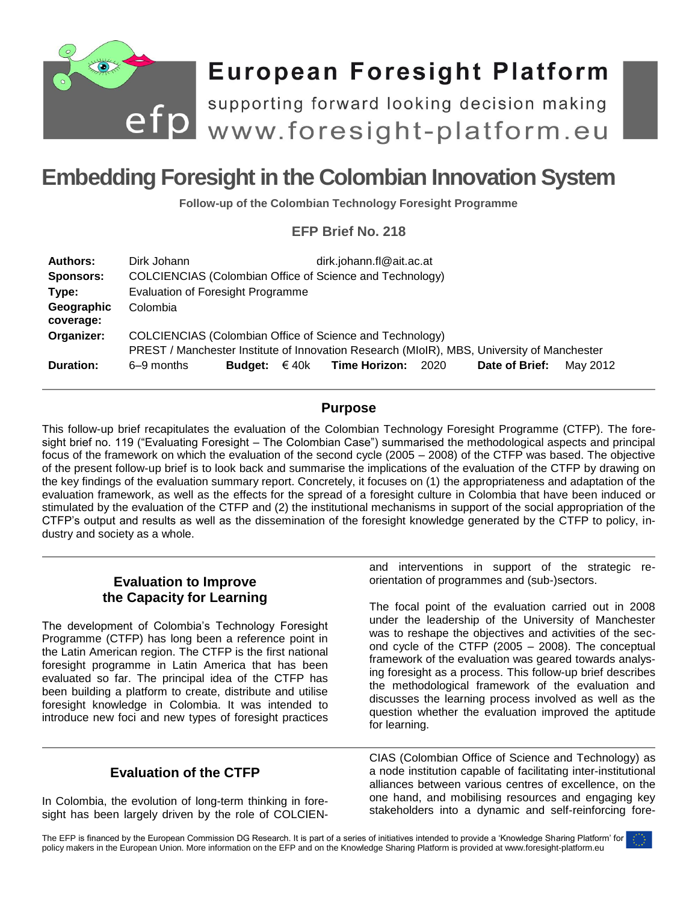# European Foresight Platform

supporting forward looking decision making

www.foresight-platform.eu

# Embedding Foresight in the Colombian Innovation System

**Follow-up of the Colombian Technology Foresight Programme**

### EFP Brief No. 218

| | | | | | | | | | |
|---|---|---|---|---|---|---|---|---|---|
| **Authors:** | Dirk Johann | | | dirk.johann.fl@ait.ac.at | | | | | |
| **Sponsors:** | COLCIENCIAS (Colombian Office of Science and Technology) | | | | | | | | |
| **Type:** | Evaluation of Foresight Programme | | | | | | | | |
| **Geographic coverage:** | Colombia | | | | | | | | |
| **Organizer:** | COLCIENCIAS (Colombian Office of Science and Technology)<br>PREST / Manchester Institute of Innovation Research (MIoIR), MBS, University of Manchester | | | | | | | | |
| **Duration:** | 6–9 months | **Budget:** | € 40k | **Time Horizon:** | 2020 | **Date of Brief:** | May 2012 | | |

## Purpose

This follow-up brief recapitulates the evaluation of the Colombian Technology Foresight Programme (CTFP). The foresight brief no. 119 ("Evaluating Foresight – The Colombian Case") summarised the methodological aspects and principal focus of the framework on which the evaluation of the second cycle (2005 – 2008) of the CTFP was based. The objective of the present follow-up brief is to look back and summarise the implications of the evaluation of the CTFP by drawing on the key findings of the evaluation summary report. Concretely, it focuses on (1) the appropriateness and adaptation of the evaluation framework, as well as the effects for the spread of a foresight culture in Colombia that have been induced or stimulated by the evaluation of the CTFP and (2) the institutional mechanisms in support of the social appropriation of the CTFP's output and results as well as the dissemination of the foresight knowledge generated by the CTFP to policy, industry and society as a whole.

## Evaluation to Improve the Capacity for Learning

The development of Colombia's Technology Foresight Programme (CTFP) has long been a reference point in the Latin American region. The CTFP is the first national foresight programme in Latin America that has been evaluated so far. The principal idea of the CTFP has been building a platform to create, distribute and utilise foresight knowledge in Colombia. It was intended to introduce new foci and new types of foresight practices and interventions in support of the strategic re-orientation of programmes and (sub-)sectors.

The focal point of the evaluation carried out in 2008 under the leadership of the University of Manchester was to reshape the objectives and activities of the second cycle of the CTFP (2005 – 2008). The conceptual framework of the evaluation was geared towards analysing foresight as a process. This follow-up brief describes the methodological framework of the evaluation and discusses the learning process involved as well as the question whether the evaluation improved the aptitude for learning.

## Evaluation of the CTFP

In Colombia, the evolution of long-term thinking in foresight has been largely driven by the role of COLCIENCIAS (Colombian Office of Science and Technology) as a node institution capable of facilitating inter-institutional alliances between various centres of excellence, on the one hand, and mobilising resources and engaging key stakeholders into a dynamic and self-reinforcing fore-

The EFP is financed by the European Commission DG Research. It is part of a series of initiatives intended to provide a 'Knowledge Sharing Platform' for policy makers in the European Union. More information on the EFP and on the Knowledge Sharing Platform is provided at www.foresight-platform.eu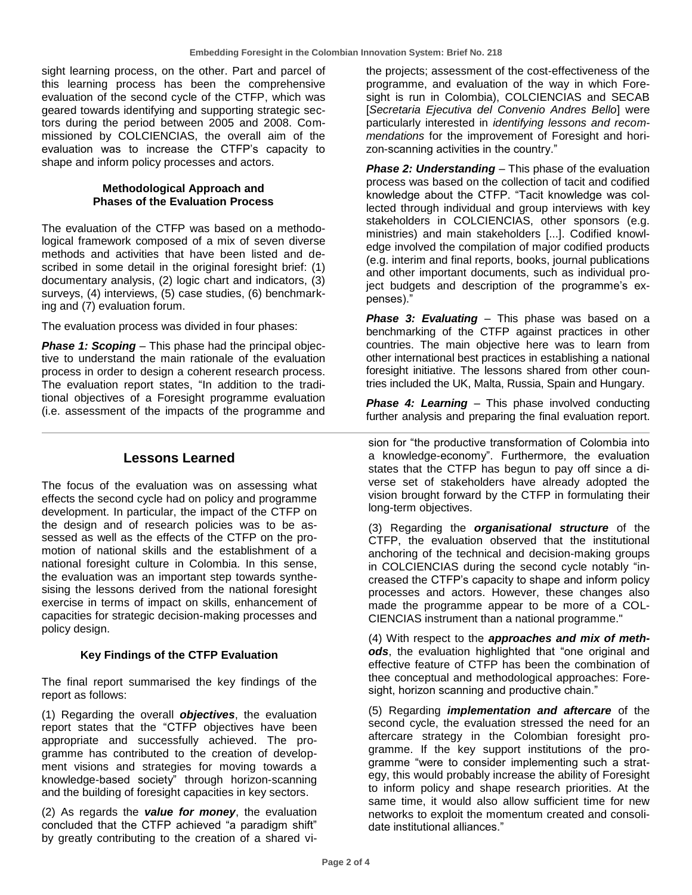sight learning process, on the other. Part and parcel of this learning process has been the comprehensive evaluation of the second cycle of the CTFP, which was geared towards identifying and supporting strategic sectors during the period between 2005 and 2008. Commissioned by COLCIENCIAS, the overall aim of the evaluation was to increase the CTFP's capacity to shape and inform policy processes and actors.

#### Methodological Approach and Phases of the Evaluation Process

The evaluation of the CTFP was based on a methodological framework composed of a mix of seven diverse methods and activities that have been listed and described in some detail in the original foresight brief: (1) documentary analysis, (2) logic chart and indicators, (3) surveys, (4) interviews, (5) case studies, (6) benchmarking and (7) evaluation forum.

The evaluation process was divided in four phases:

***Phase 1: Scoping*** – This phase had the principal objective to understand the main rationale of the evaluation process in order to design a coherent research process. The evaluation report states, "In addition to the traditional objectives of a Foresight programme evaluation (i.e. assessment of the impacts of the programme and the projects; assessment of the cost-effectiveness of the programme, and evaluation of the way in which Foresight is run in Colombia), COLCIENCIAS and SECAB [*Secretaria Ejecutiva del Convenio Andres Bello*] were particularly interested in *identifying lessons and recommendations* for the improvement of Foresight and horizon-scanning activities in the country."

***Phase 2: Understanding*** – This phase of the evaluation process was based on the collection of tacit and codified knowledge about the CTFP. "Tacit knowledge was collected through individual and group interviews with key stakeholders in COLCIENCIAS, other sponsors (e.g. ministries) and main stakeholders [...]. Codified knowledge involved the compilation of major codified products (e.g. interim and final reports, books, journal publications and other important documents, such as individual project budgets and description of the programme's expenses)."

***Phase 3: Evaluating*** – This phase was based on a benchmarking of the CTFP against practices in other countries. The main objective here was to learn from other international best practices in establishing a national foresight initiative. The lessons shared from other countries included the UK, Malta, Russia, Spain and Hungary.

***Phase 4: Learning*** – This phase involved conducting further analysis and preparing the final evaluation report.

## Lessons Learned

The focus of the evaluation was on assessing what effects the second cycle had on policy and programme development. In particular, the impact of the CTFP on the design and of research policies was to be assessed as well as the effects of the CTFP on the promotion of national skills and the establishment of a national foresight culture in Colombia. In this sense, the evaluation was an important step towards synthesising the lessons derived from the national foresight exercise in terms of impact on skills, enhancement of capacities for strategic decision-making processes and policy design.

#### Key Findings of the CTFP Evaluation

The final report summarised the key findings of the report as follows:

(1) Regarding the overall ***objectives***, the evaluation report states that the "CTFP objectives have been appropriate and successfully achieved. The programme has contributed to the creation of development visions and strategies for moving towards a knowledge-based society" through horizon-scanning and the building of foresight capacities in key sectors.

(2) As regards the ***value for money***, the evaluation concluded that the CTFP achieved "a paradigm shift" by greatly contributing to the creation of a shared vision for "the productive transformation of Colombia into a knowledge-economy". Furthermore, the evaluation states that the CTFP has begun to pay off since a diverse set of stakeholders have already adopted the vision brought forward by the CTFP in formulating their long-term objectives.

(3) Regarding the ***organisational structure*** of the CTFP, the evaluation observed that the institutional anchoring of the technical and decision-making groups in COLCIENCIAS during the second cycle notably "increased the CTFP's capacity to shape and inform policy processes and actors. However, these changes also made the programme appear to be more of a COLCIENCIAS instrument than a national programme."

(4) With respect to the ***approaches and mix of methods***, the evaluation highlighted that "one original and effective feature of CTFP has been the combination of thee conceptual and methodological approaches: Foresight, horizon scanning and productive chain."

(5) Regarding ***implementation and aftercare*** of the second cycle, the evaluation stressed the need for an aftercare strategy in the Colombian foresight programme. If the key support institutions of the programme "were to consider implementing such a strategy, this would probably increase the ability of Foresight to inform policy and shape research priorities. At the same time, it would also allow sufficient time for new networks to exploit the momentum created and consolidate institutional alliances."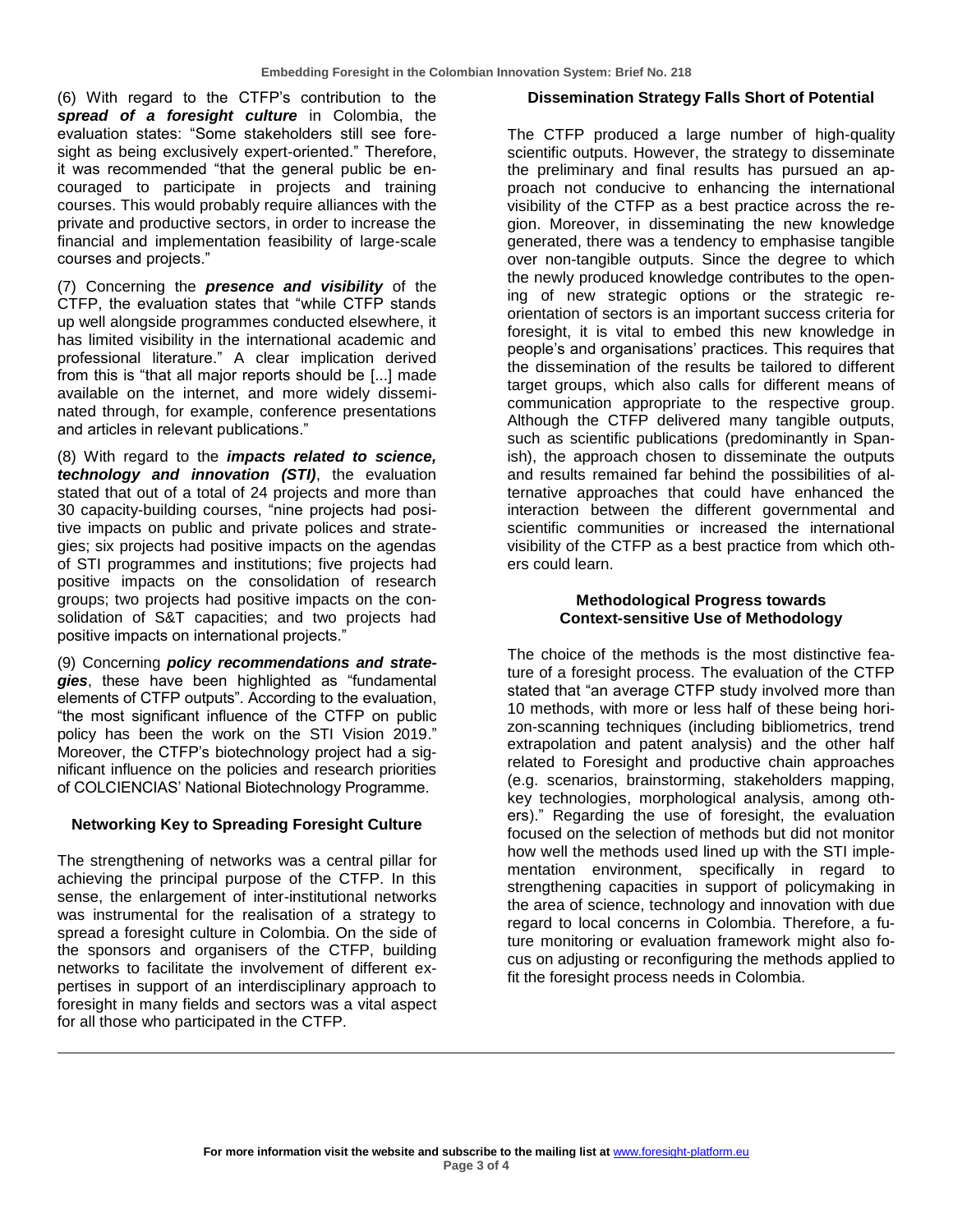(6) With regard to the CTFP's contribution to the ***spread of a foresight culture*** in Colombia, the evaluation states: "Some stakeholders still see foresight as being exclusively expert-oriented." Therefore, it was recommended "that the general public be encouraged to participate in projects and training courses. This would probably require alliances with the private and productive sectors, in order to increase the financial and implementation feasibility of large-scale courses and projects."

(7) Concerning the ***presence and visibility*** of the CTFP, the evaluation states that "while CTFP stands up well alongside programmes conducted elsewhere, it has limited visibility in the international academic and professional literature." A clear implication derived from this is "that all major reports should be [...] made available on the internet, and more widely disseminated through, for example, conference presentations and articles in relevant publications."

(8) With regard to the ***impacts related to science, technology and innovation (STI)***, the evaluation stated that out of a total of 24 projects and more than 30 capacity-building courses, "nine projects had positive impacts on public and private polices and strategies; six projects had positive impacts on the agendas of STI programmes and institutions; five projects had positive impacts on the consolidation of research groups; two projects had positive impacts on the consolidation of S&T capacities; and two projects had positive impacts on international projects."

(9) Concerning ***policy recommendations and strategies***, these have been highlighted as "fundamental elements of CTFP outputs". According to the evaluation, "the most significant influence of the CTFP on public policy has been the work on the STI Vision 2019." Moreover, the CTFP's biotechnology project had a significant influence on the policies and research priorities of COLCIENCIAS' National Biotechnology Programme.

## Networking Key to Spreading Foresight Culture

The strengthening of networks was a central pillar for achieving the principal purpose of the CTFP. In this sense, the enlargement of inter-institutional networks was instrumental for the realisation of a strategy to spread a foresight culture in Colombia. On the side of the sponsors and organisers of the CTFP, building networks to facilitate the involvement of different expertises in support of an interdisciplinary approach to foresight in many fields and sectors was a vital aspect for all those who participated in the CTFP.

## Dissemination Strategy Falls Short of Potential

The CTFP produced a large number of high-quality scientific outputs. However, the strategy to disseminate the preliminary and final results has pursued an approach not conducive to enhancing the international visibility of the CTFP as a best practice across the region. Moreover, in disseminating the new knowledge generated, there was a tendency to emphasise tangible over non-tangible outputs. Since the degree to which the newly produced knowledge contributes to the opening of new strategic options or the strategic reorientation of sectors is an important success criteria for foresight, it is vital to embed this new knowledge in people's and organisations' practices. This requires that the dissemination of the results be tailored to different target groups, which also calls for different means of communication appropriate to the respective group. Although the CTFP delivered many tangible outputs, such as scientific publications (predominantly in Spanish), the approach chosen to disseminate the outputs and results remained far behind the possibilities of alternative approaches that could have enhanced the interaction between the different governmental and scientific communities or increased the international visibility of the CTFP as a best practice from which others could learn.

## Methodological Progress towards Context-sensitive Use of Methodology

The choice of the methods is the most distinctive feature of a foresight process. The evaluation of the CTFP stated that "an average CTFP study involved more than 10 methods, with more or less half of these being horizon-scanning techniques (including bibliometrics, trend extrapolation and patent analysis) and the other half related to Foresight and productive chain approaches (e.g. scenarios, brainstorming, stakeholders mapping, key technologies, morphological analysis, among others)." Regarding the use of foresight, the evaluation focused on the selection of methods but did not monitor how well the methods used lined up with the STI implementation environment, specifically in regard to strengthening capacities in support of policymaking in the area of science, technology and innovation with due regard to local concerns in Colombia. Therefore, a future monitoring or evaluation framework might also focus on adjusting or reconfiguring the methods applied to fit the foresight process needs in Colombia.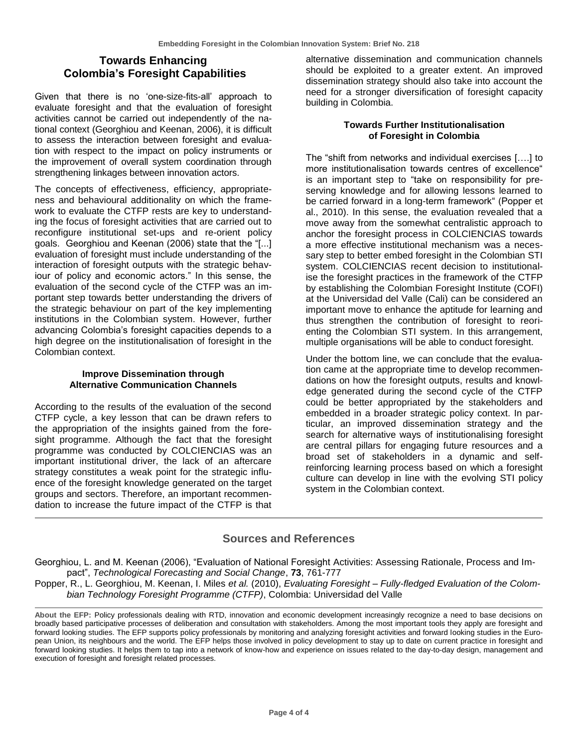## Towards Enhancing Colombia's Foresight Capabilities

Given that there is no 'one-size-fits-all' approach to evaluate foresight and that the evaluation of foresight activities cannot be carried out independently of the national context (Georghiou and Keenan, 2006), it is difficult to assess the interaction between foresight and evaluation with respect to the impact on policy instruments or the improvement of overall system coordination through strengthening linkages between innovation actors.

The concepts of effectiveness, efficiency, appropriateness and behavioural additionality on which the framework to evaluate the CTFP rests are key to understanding the focus of foresight activities that are carried out to reconfigure institutional set-ups and re-orient policy goals. Georghiou and Keenan (2006) state that the "[...] evaluation of foresight must include understanding of the interaction of foresight outputs with the strategic behaviour of policy and economic actors." In this sense, the evaluation of the second cycle of the CTFP was an important step towards better understanding the drivers of the strategic behaviour on part of the key implementing institutions in the Colombian system. However, further advancing Colombia's foresight capacities depends to a high degree on the institutionalisation of foresight in the Colombian context.

### Improve Dissemination through Alternative Communication Channels

According to the results of the evaluation of the second CTFP cycle, a key lesson that can be drawn refers to the appropriation of the insights gained from the foresight programme. Although the fact that the foresight programme was conducted by COLCIENCIAS was an important institutional driver, the lack of an aftercare strategy constitutes a weak point for the strategic influence of the foresight knowledge generated on the target groups and sectors. Therefore, an important recommendation to increase the future impact of the CTFP is that alternative dissemination and communication channels should be exploited to a greater extent. An improved dissemination strategy should also take into account the need for a stronger diversification of foresight capacity building in Colombia.

### Towards Further Institutionalisation of Foresight in Colombia

The "shift from networks and individual exercises [….] to more institutionalisation towards centres of excellence" is an important step to "take on responsibility for preserving knowledge and for allowing lessons learned to be carried forward in a long-term framework" (Popper et al., 2010). In this sense, the evaluation revealed that a move away from the somewhat centralistic approach to anchor the foresight process in COLCIENCIAS towards a more effective institutional mechanism was a necessary step to better embed foresight in the Colombian STI system. COLCIENCIAS recent decision to institutionalise the foresight practices in the framework of the CTFP by establishing the Colombian Foresight Institute (COFI) at the Universidad del Valle (Cali) can be considered an important move to enhance the aptitude for learning and thus strengthen the contribution of foresight to reorienting the Colombian STI system. In this arrangement, multiple organisations will be able to conduct foresight.

Under the bottom line, we can conclude that the evaluation came at the appropriate time to develop recommendations on how the foresight outputs, results and knowledge generated during the second cycle of the CTFP could be better appropriated by the stakeholders and embedded in a broader strategic policy context. In particular, an improved dissemination strategy and the search for alternative ways of institutionalising foresight are central pillars for engaging future resources and a broad set of stakeholders in a dynamic and self-reinforcing learning process based on which a foresight culture can develop in line with the evolving STI policy system in the Colombian context.

## Sources and References

Georghiou, L. and M. Keenan (2006), "Evaluation of National Foresight Activities: Assessing Rationale, Process and Impact", *Technological Forecasting and Social Change*, **73**, 761-777

Popper, R., L. Georghiou, M. Keenan, I. Miles *et al.* (2010), *Evaluating Foresight – Fully-fledged Evaluation of the Colombian Technology Foresight Programme (CTFP)*, Colombia: Universidad del Valle

**About the EFP:** Policy professionals dealing with RTD, innovation and economic development increasingly recognize a need to base decisions on broadly based participative processes of deliberation and consultation with stakeholders. Among the most important tools they apply are foresight and forward looking studies. The EFP supports policy professionals by monitoring and analyzing foresight activities and forward looking studies in the European Union, its neighbours and the world. The EFP helps those involved in policy development to stay up to date on current practice in foresight and forward looking studies. It helps them to tap into a network of know-how and experience on issues related to the day-to-day design, management and execution of foresight and foresight related processes.